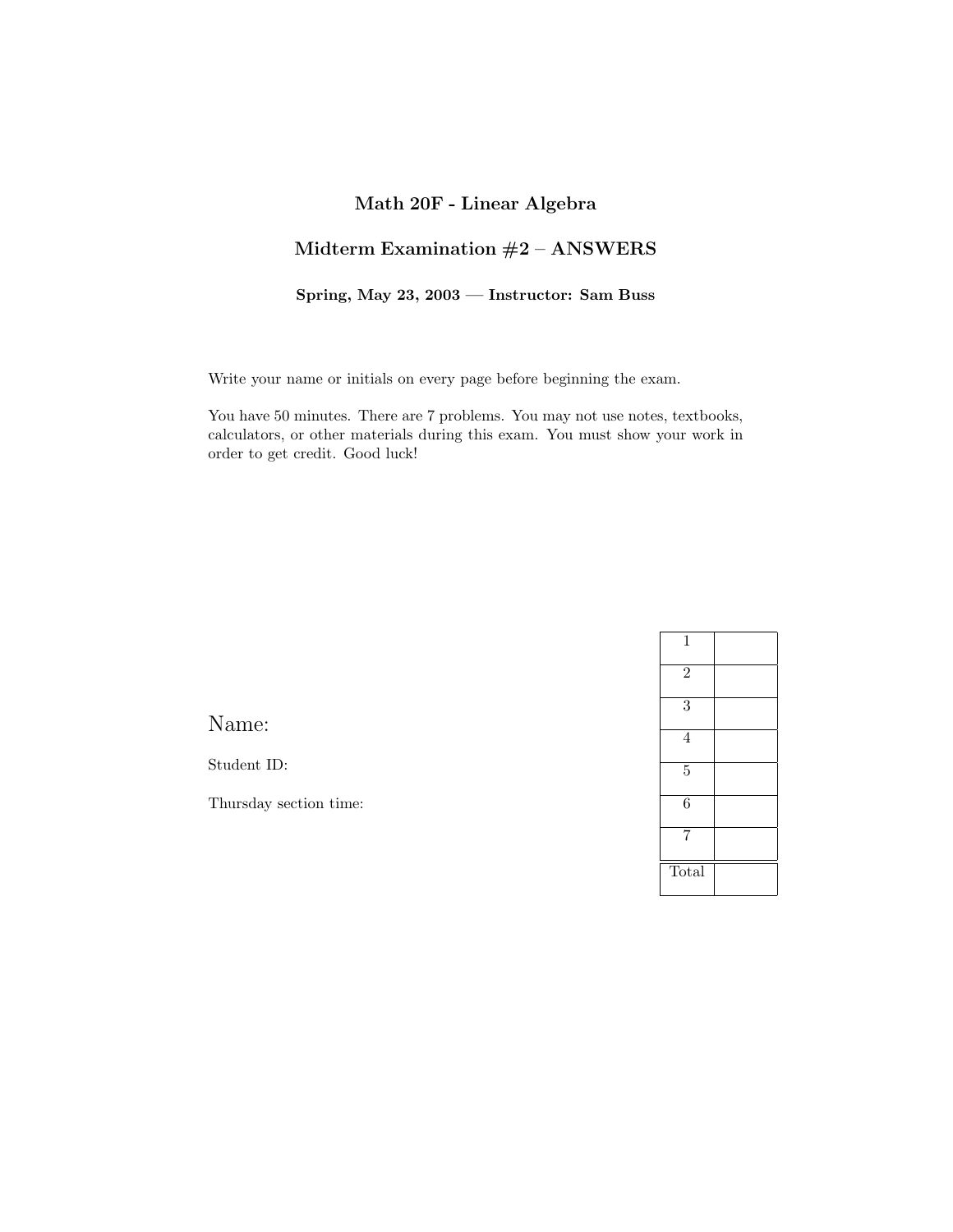# Math 20F - Linear Algebra

## Midterm Examination #2 – ANSWERS

**Spring, May 23, 2003 — Instructor: Sam Buss**

Write your name or initials on every page before beginning the exam.

You have 50 minutes. There are 7 problems. You may not use notes, textbooks, calculators, or other materials during this exam. You must show your work in order to get credit. Good luck!

Name:

Student ID:

Thursday section time:

| | |
|---|---|
| 1 | |
| 2 | |
| 3 | |
| 4 | |
| 5 | |
| 6 | |
| 7 | |
| Total | |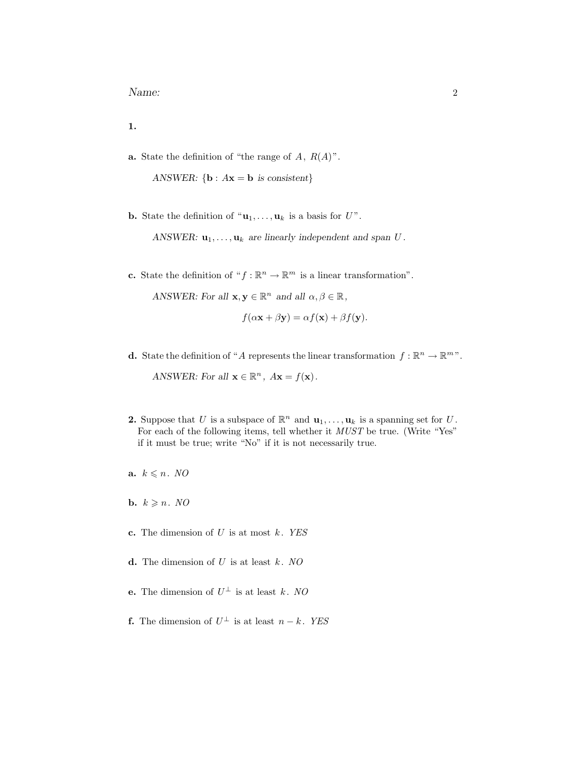Name:

**1.**

**a.** State the definition of "the range of $A$, $R(A)$".

*ANSWER:* $\{\mathbf{b} : A\mathbf{x} = \mathbf{b}$ *is consistent*$\}$

**b.** State the definition of "$\mathbf{u}_1, \ldots, \mathbf{u}_k$ is a basis for $U$".

*ANSWER:* $\mathbf{u}_1, \ldots, \mathbf{u}_k$ *are linearly independent and span* $U$.

**c.** State the definition of "$f : \mathbb{R}^n \to \mathbb{R}^m$ is a linear transformation".

*ANSWER: For all* $\mathbf{x}, \mathbf{y} \in \mathbb{R}^n$ *and all* $\alpha, \beta \in \mathbb{R}$,

$$f(\alpha\mathbf{x} + \beta\mathbf{y}) = \alpha f(\mathbf{x}) + \beta f(\mathbf{y}).$$

**d.** State the definition of "$A$ represents the linear transformation $f : \mathbb{R}^n \to \mathbb{R}^m$".

*ANSWER: For all* $\mathbf{x} \in \mathbb{R}^n$, $A\mathbf{x} = f(\mathbf{x})$.

**2.** Suppose that $U$ is a subspace of $\mathbb{R}^n$ and $\mathbf{u}_1, \ldots, \mathbf{u}_k$ is a spanning set for $U$. For each of the following items, tell whether it *MUST* be true. (Write "Yes" if it must be true; write "No" if it is not necessarily true.

**a.** $k \leqslant n$. *NO*

**b.** $k \geqslant n$. *NO*

**c.** The dimension of $U$ is at most $k$. *YES*

**d.** The dimension of $U$ is at least $k$. *NO*

**e.** The dimension of $U^\perp$ is at least $k$. *NO*

**f.** The dimension of $U^\perp$ is at least $n - k$. *YES*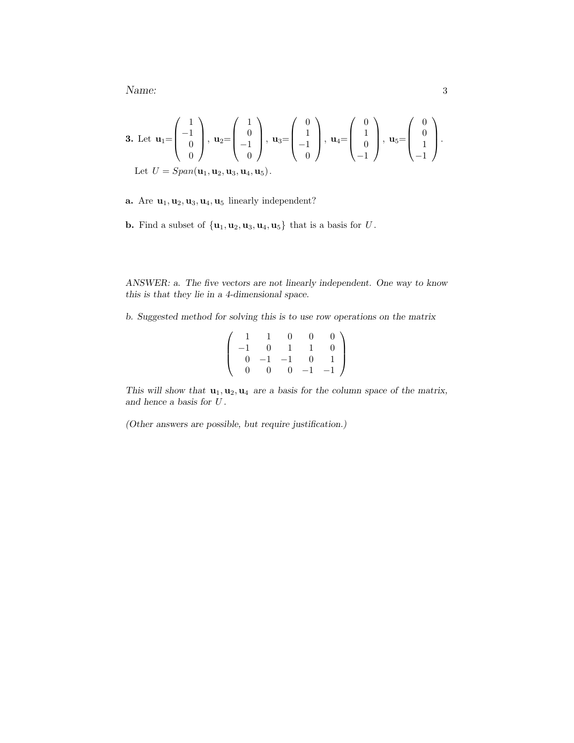Name:

**3.** Let $\mathbf{u}_1 = \begin{pmatrix} 1 \\ -1 \\ 0 \\ 0 \end{pmatrix}$, $\mathbf{u}_2 = \begin{pmatrix} 1 \\ 0 \\ -1 \\ 0 \end{pmatrix}$, $\mathbf{u}_3 = \begin{pmatrix} 0 \\ 1 \\ -1 \\ 0 \end{pmatrix}$, $\mathbf{u}_4 = \begin{pmatrix} 0 \\ 1 \\ 0 \\ -1 \end{pmatrix}$, $\mathbf{u}_5 = \begin{pmatrix} 0 \\ 0 \\ 1 \\ -1 \end{pmatrix}$.

Let $U = Span(\mathbf{u}_1, \mathbf{u}_2, \mathbf{u}_3, \mathbf{u}_4, \mathbf{u}_5)$.

**a.** Are $\mathbf{u}_1, \mathbf{u}_2, \mathbf{u}_3, \mathbf{u}_4, \mathbf{u}_5$ linearly independent?

**b.** Find a subset of $\{\mathbf{u}_1, \mathbf{u}_2, \mathbf{u}_3, \mathbf{u}_4, \mathbf{u}_5\}$ that is a basis for $U$.

*ANSWER: a. The five vectors are not linearly independent. One way to know this is that they lie in a 4-dimensional space.*

*b. Suggested method for solving this is to use row operations on the matrix*

$$\begin{pmatrix} 1 & 1 & 0 & 0 & 0 \\ -1 & 0 & 1 & 1 & 0 \\ 0 & -1 & -1 & 0 & 1 \\ 0 & 0 & 0 & -1 & -1 \end{pmatrix}$$

*This will show that $\mathbf{u}_1, \mathbf{u}_2, \mathbf{u}_4$ are a basis for the column space of the matrix, and hence a basis for $U$.*

*(Other answers are possible, but require justification.)*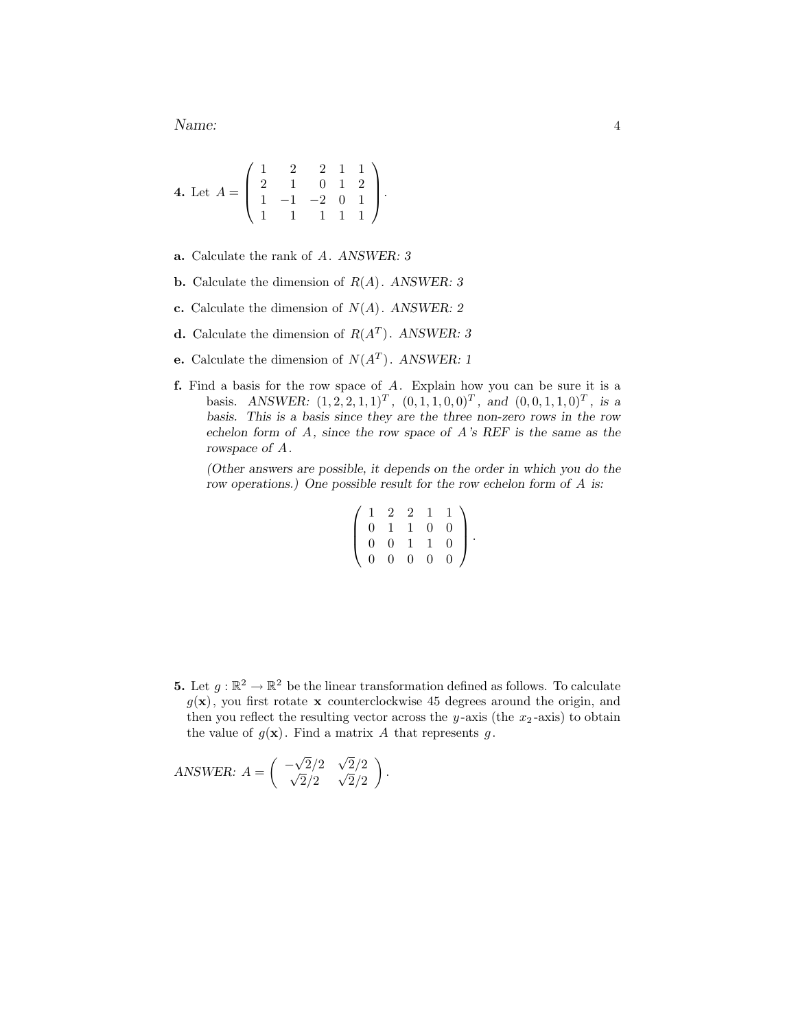Name:

**4.** Let $A = \begin{pmatrix} 1 & 2 & 2 & 1 & 1 \\ 2 & 1 & 0 & 1 & 2 \\ 1 & -1 & -2 & 0 & 1 \\ 1 & 1 & 1 & 1 & 1 \end{pmatrix}$.

**a.** Calculate the rank of $A$. *ANSWER: 3*

**b.** Calculate the dimension of $R(A)$. *ANSWER: 3*

**c.** Calculate the dimension of $N(A)$. *ANSWER: 2*

**d.** Calculate the dimension of $R(A^T)$. *ANSWER: 3*

**e.** Calculate the dimension of $N(A^T)$. *ANSWER: 1*

**f.** Find a basis for the row space of $A$. Explain how you can be sure it is a basis. *ANSWER:* $(1,2,2,1,1)^T$, $(0,1,1,0,0)^T$, *and* $(0,0,1,1,0)^T$, *is a basis. This is a basis since they are the three non-zero rows in the row echelon form of* $A$, *since the row space of* $A$*'s REF is the same as the rowspace of* $A$.

*(Other answers are possible, it depends on the order in which you do the row operations.) One possible result for the row echelon form of* $A$ *is:*

$$\begin{pmatrix} 1 & 2 & 2 & 1 & 1 \\ 0 & 1 & 1 & 0 & 0 \\ 0 & 0 & 1 & 1 & 0 \\ 0 & 0 & 0 & 0 & 0 \end{pmatrix}.$$

**5.** Let $g : \mathbb{R}^2 \to \mathbb{R}^2$ be the linear transformation defined as follows. To calculate $g(\mathbf{x})$, you first rotate $\mathbf{x}$ counterclockwise 45 degrees around the origin, and then you reflect the resulting vector across the $y$-axis (the $x_2$-axis) to obtain the value of $g(\mathbf{x})$. Find a matrix $A$ that represents $g$.

*ANSWER:* $A = \begin{pmatrix} -\sqrt{2}/2 & \sqrt{2}/2 \\ \sqrt{2}/2 & \sqrt{2}/2 \end{pmatrix}$.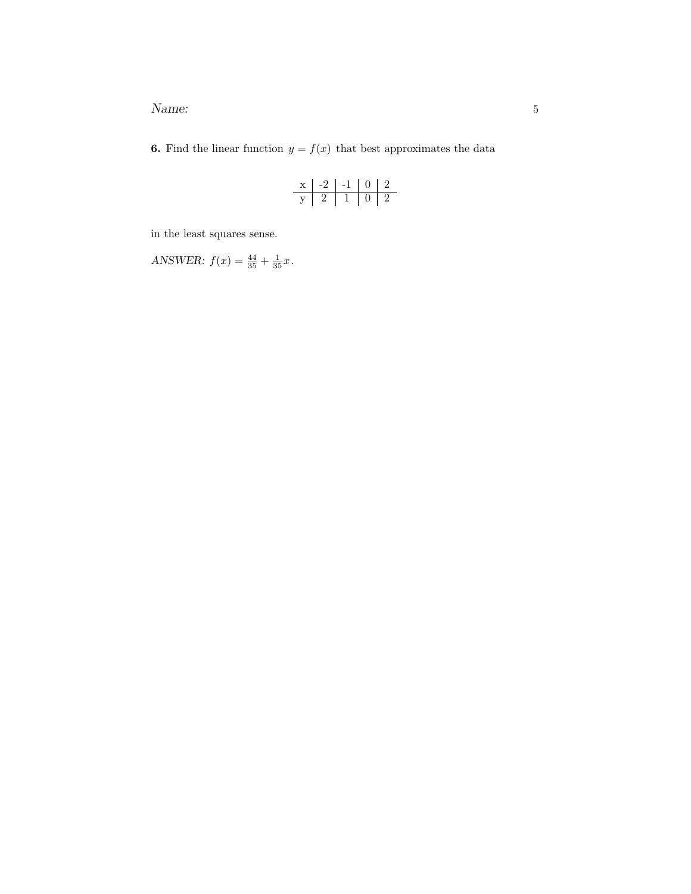**6.** Find the linear function $y = f(x)$ that best approximates the data

| x | -2 | -1 | 0 | 2 |
|---|---|---|---|---|
| y | 2 | 1 | 0 | 2 |

in the least squares sense.

*ANSWER:* $f(x) = \frac{44}{35} + \frac{1}{35}x$.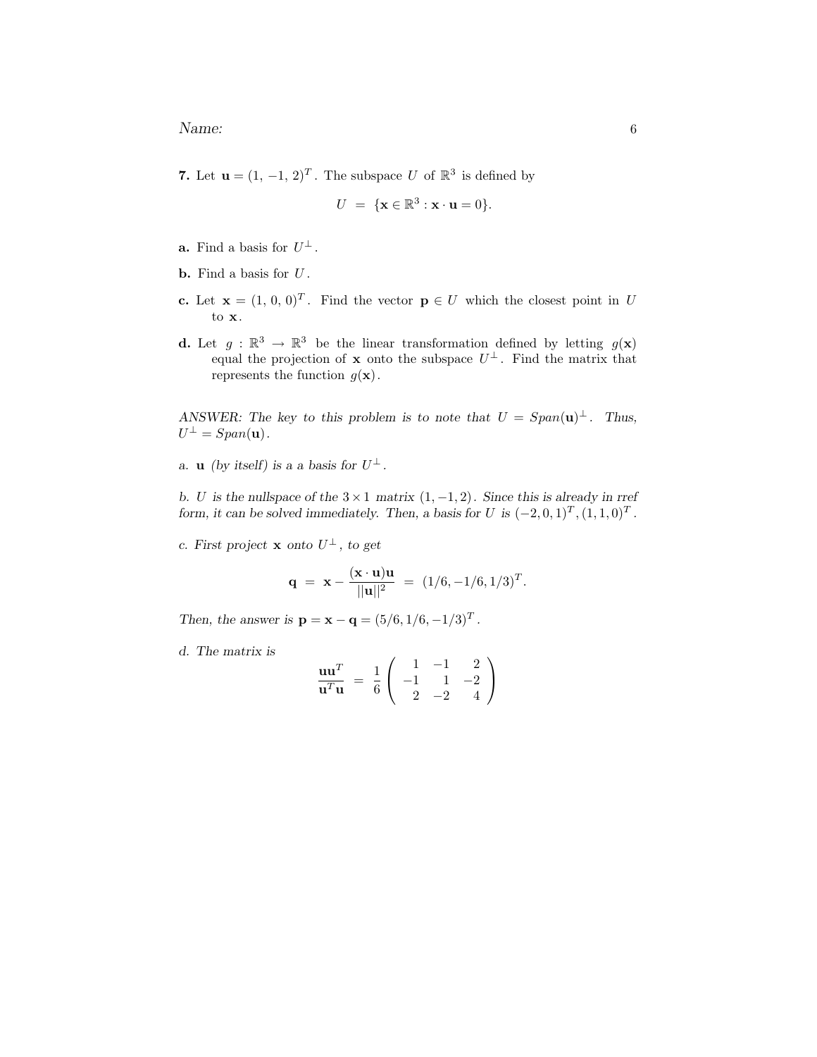Name:

**7.** Let $\mathbf{u} = (1, -1, 2)^T$. The subspace $U$ of $\mathbb{R}^3$ is defined by

$$U = \{\mathbf{x} \in \mathbb{R}^3 : \mathbf{x} \cdot \mathbf{u} = 0\}.$$

**a.** Find a basis for $U^\perp$.

**b.** Find a basis for $U$.

**c.** Let $\mathbf{x} = (1, 0, 0)^T$. Find the vector $\mathbf{p} \in U$ which the closest point in $U$ to $\mathbf{x}$.

**d.** Let $g : \mathbb{R}^3 \to \mathbb{R}^3$ be the linear transformation defined by letting $g(\mathbf{x})$ equal the projection of $\mathbf{x}$ onto the subspace $U^\perp$. Find the matrix that represents the function $g(\mathbf{x})$.

*ANSWER: The key to this problem is to note that $U = Span(\mathbf{u})^\perp$. Thus, $U^\perp = Span(\mathbf{u})$.*

*a. $\mathbf{u}$ (by itself) is a a basis for $U^\perp$.*

*b. $U$ is the nullspace of the $3 \times 1$ matrix $(1, -1, 2)$. Since this is already in rref form, it can be solved immediately. Then, a basis for $U$ is $(-2, 0, 1)^T, (1, 1, 0)^T$.*

*c. First project $\mathbf{x}$ onto $U^\perp$, to get*

$$\mathbf{q} = \mathbf{x} - \frac{(\mathbf{x} \cdot \mathbf{u})\mathbf{u}}{||\mathbf{u}||^2} = (1/6, -1/6, 1/3)^T.$$

*Then, the answer is $\mathbf{p} = \mathbf{x} - \mathbf{q} = (5/6, 1/6, -1/3)^T$.*

*d. The matrix is*

$$\frac{\mathbf{u}\mathbf{u}^T}{\mathbf{u}^T\mathbf{u}} = \frac{1}{6}\begin{pmatrix} 1 & -1 & 2 \\ -1 & 1 & -2 \\ 2 & -2 & 4 \end{pmatrix}$$